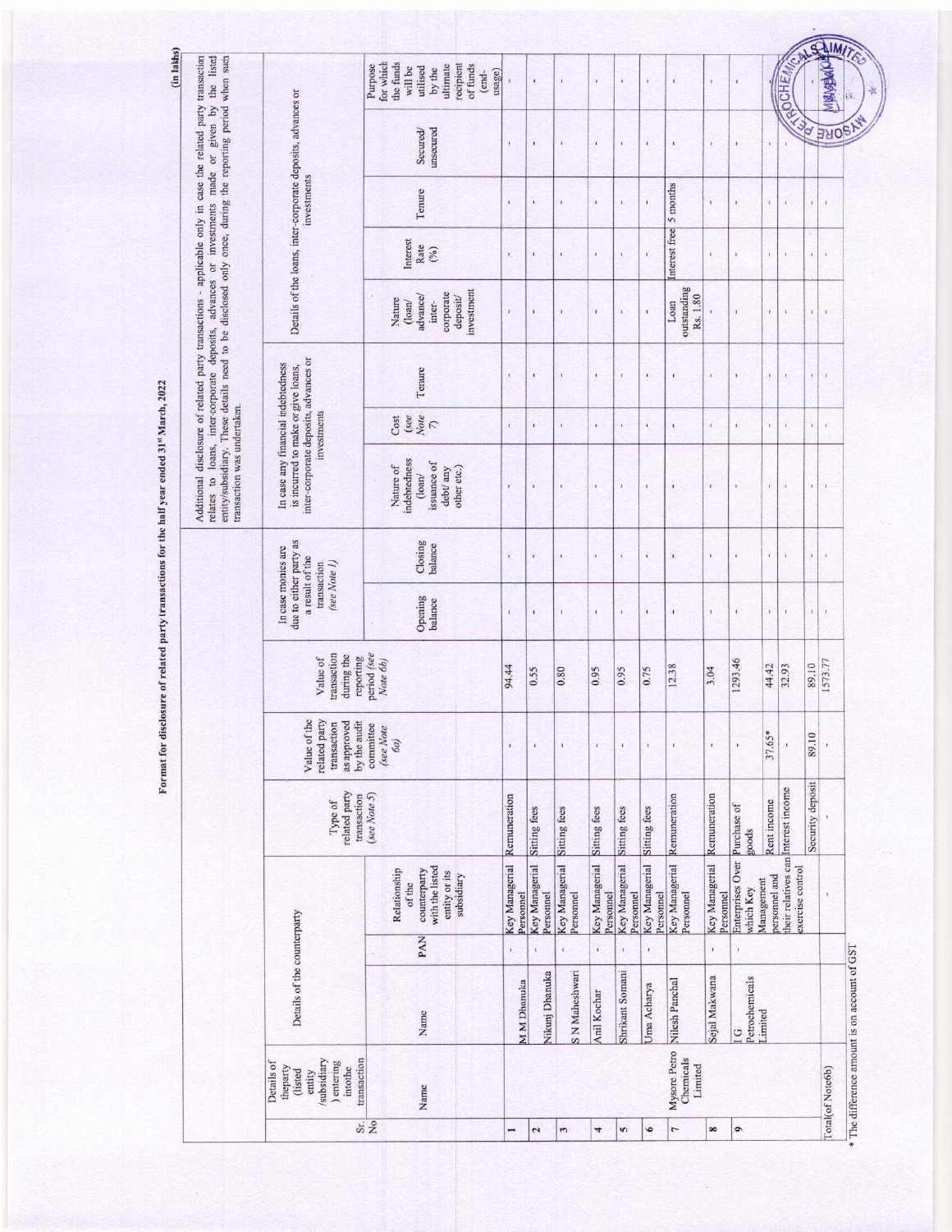# Format for disclosure of related party transactions for the half year ended 31st March, 2022

(in lakhs)

Additional disclosure of related party transactions - applicable only in case the related party transaction relates to loans, inter-corporate deposits, advances or investments made or given by the listed entity/subsidiary. These details need to be disclosed only once, during the reporting period when such transaction was undertaken.

| Sr. No | Details of the party (listed entity /subsidiary) entering into the transaction | Details of the counterparty | | | Type of related party transaction (see Note 5) | Value of the related party transaction as approved by the audit committee (see Note 6a) | Value of transaction during the reporting period (see Note 6b) | In case monies are due to either party as a result of the transaction (see Note 1) | | In case any financial indebtedness is incurred to make or give loans, inter-corporate deposits, advances or investments | | | Details of the loans, inter-corporate deposits, advances or investments | | | | |
|---|---|---|---|---|---|---|---|---|---|---|---|---|---|---|---|---|---|
| | Name | Name | PAN | Relationship of the counterparty with the listed entity or its subsidiary | | | | Opening balance | Closing balance | Nature of indebtedness (loan/ issuance of debt/ any other etc.) | Cost (see Note 7) | Tenure | Nature (loan/ advance/ inter-corporate deposit/ investment | Interest Rate (%) | Tenure | Secured/ unsecured | Purpose for which the funds will be utilised by the ultimate recipient of funds (end-usage) |
| 1 | | M M Dhanuka | - | Key Managerial Personnel | Remuneration | - | 94.44 | - | - | - | - | - | - | - | - | - | - |
| 2 | | Nikunj Dhanuka | - | Key Managerial Personnel | Sitting fees | - | 0.55 | - | - | - | - | - | - | - | - | - | - |
| 3 | | S N Maheshwari | - | Key Managerial Personnel | Sitting fees | - | 0.80 | - | - | - | - | - | - | - | - | - | - |
| 4 | | Anil Kochar | - | Key Managerial Personnel | Sitting fees | - | 0.95 | - | - | - | - | - | - | - | - | - | - |
| 5 | | Shrikant Somani | - | Key Managerial Personnel | Sitting fees | - | 0.95 | - | - | - | - | - | - | - | - | - | - |
| 6 | | Uma Acharya | - | Key Managerial Personnel | Sitting fees | - | 0.75 | - | - | - | - | - | - | - | - | - | - |
| 7 | Mysore Petro Chemicals Limited | Nilesh Panchal | - | Key Managerial Personnel | Remuneration | - | 12.38 | - | - | - | - | - | Loan outstanding Rs. 1.80 | Interest free | 5 months | - | - |
| 8 | | Sejal Makwana | - | Key Managerial Personnel | Remuneration | - | 3.04 | - | - | - | - | - | - | - | - | - | - |
| 9 | | I G Petrochemicals Limited | - | Enterprises Over which Key Management personnel and their relatives can exercise control | Purchase of goods | - | 1293.46 | - | - | - | - | - | - | - | - | - | - |
| | | | | | Rent income | 37.65* | 44.42 | - | - | - | - | - | - | - | - | - | - |
| | | | | | Interest income | - | 32.93 | - | - | - | - | - | - | - | - | - | - |
| | | | | | Security deposit | 89.10 | 89.10 | - | - | - | - | - | - | - | - | - | - |
| Total(of Note6b) | | | | - | - | - | 1573.77 | - | - | - | - | - | - | - | - | - | - |

* The difference amount is on account of GST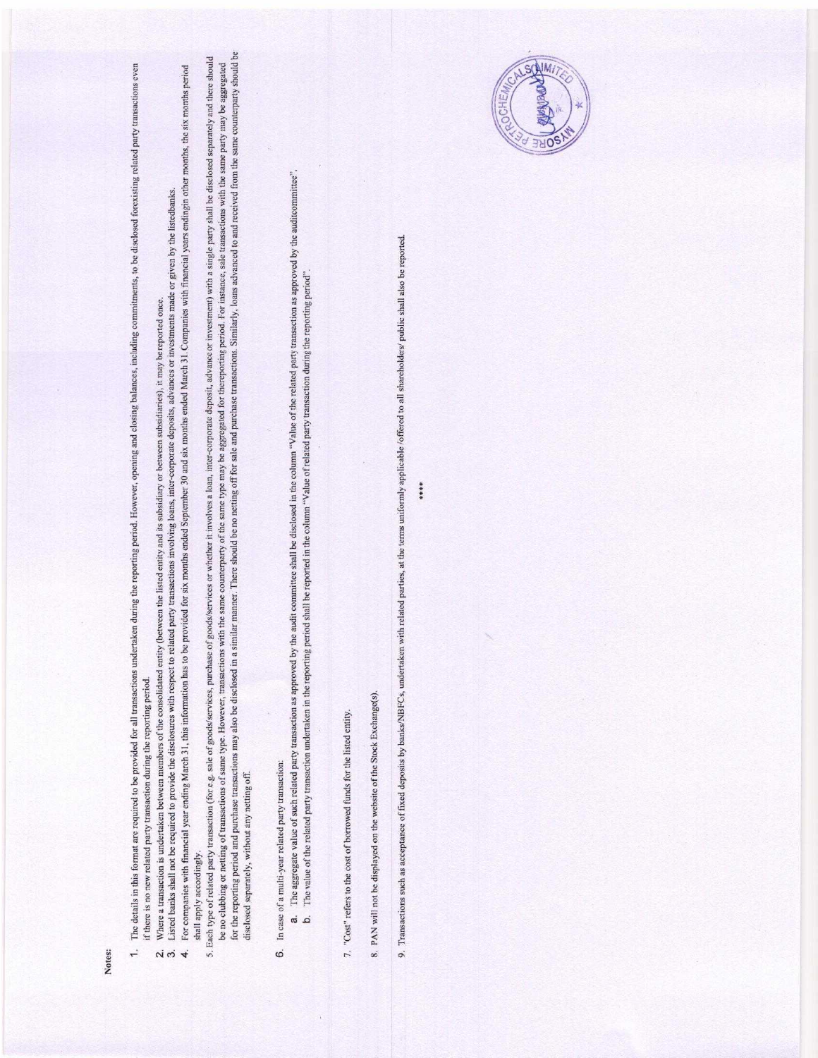**Notes:**

1. The details in this format are required to be provided for all transactions undertaken during the reporting period. However, opening and closing balances, including commitments, to be disclosed forexisting related party transactions even if there is no new related party transaction during the reporting period.
2. Where a transaction is undertaken between members of the consolidated entity (between the listed entity and its subsidiary or between subsidiaries), it may bereported once.
3. Listed banks shall not be required to provide the disclosures with respect to related party transactions involving loans, inter-corporate deposits, advances or investments made or given by the listedbanks.
4. For companies with financial year ending March 31, this information has to be provided for six months ended September 30 and six months ended March 31. Companies with financial years endingin other months, the six months period shall apply accordingly.
5. Each type of related party transaction (for e.g. sale of goods/services, purchase of goods/services or whether it involves a loan, inter-corporate deposit, advance or investment) with a single party shall be disclosed separately and there should be no clubbing or netting of transactions of same type. However, transactions with the same counterparty of the same type may be aggregated for thereporting period. For instance, sale transactions with the same party may be aggregated for the reporting period and purchase transactions may also be disclosed in a similar manner. There should be no netting off for sale and purchase transactions. Similarly, loans advanced to and received from the same counterparty should be disclosed separately, without any netting off.
6. In case of a multi-year related party transaction:
   a. The aggregate value of such related party transaction as approved by the audit committee shall be disclosed in the column "Value of the related party transaction as approved by the auditcommittee".
   b. The value of the related party transaction undertaken in the reporting period shall be reported in the column "Value of related party transaction during the reporting period".
7. "Cost" refers to the cost of borrowed funds for the listed entity.
8. PAN will not be displayed on the website of the Stock Exchange(s).
9. Transactions such as acceptance of fixed deposits by banks/NBFCs, undertaken with related parties, at the terms uniformly applicable /offered to all shareholders/ public shall also be reported.

****

MYSORE PETROCHEMICALS LIMITED